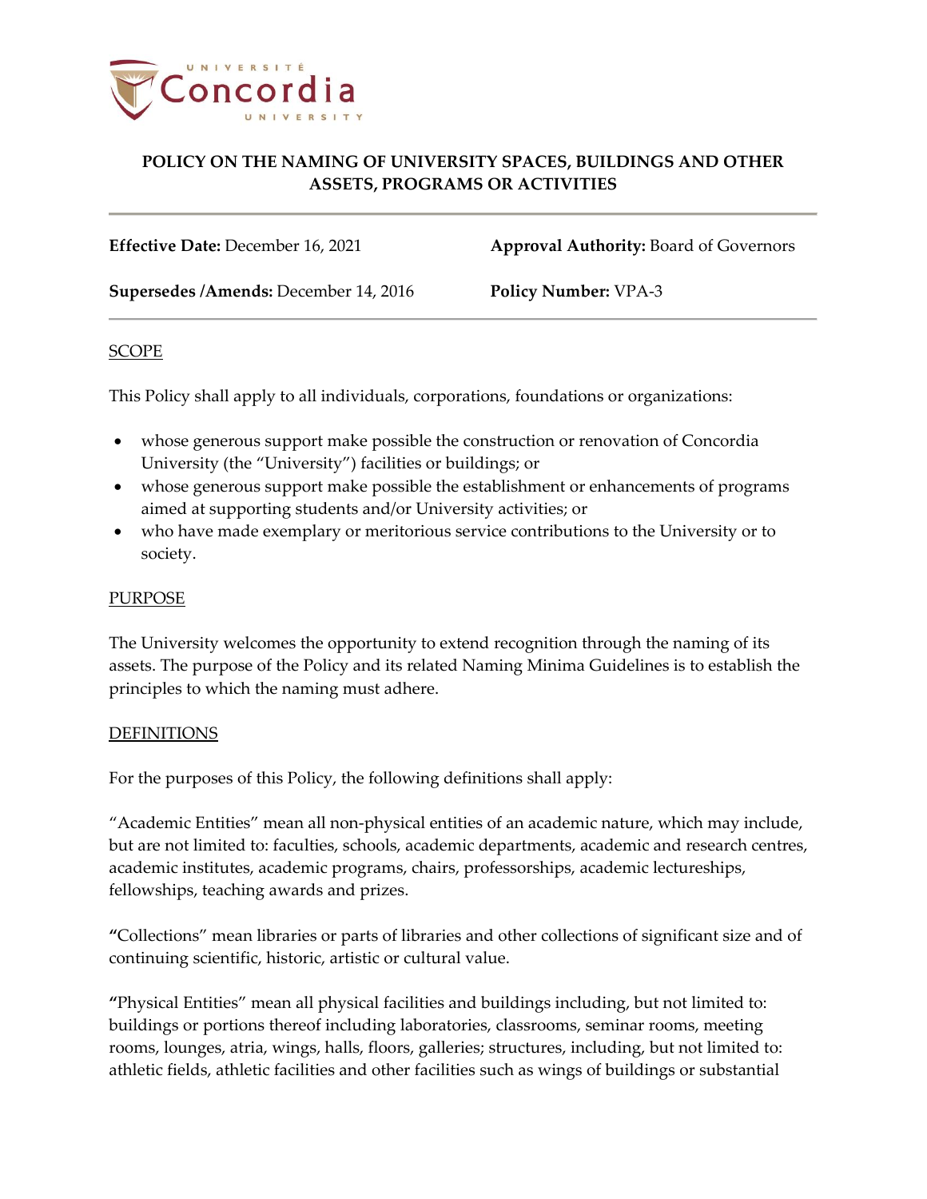# POLICY ON THE NAMING OF UNIVERSITY SPACES, BUILDINGS AND OTHER ASSETS, PROGRAMS OR ACTIVITIES

| | |
|---|---|
| **Effective Date:** December 16, 2021 | **Approval Authority:** Board of Governors |
| **Supersedes /Amends:** December 14, 2016 | **Policy Number:** VPA-3 |

## SCOPE

This Policy shall apply to all individuals, corporations, foundations or organizations:

- whose generous support make possible the construction or renovation of Concordia University (the "University") facilities or buildings; or
- whose generous support make possible the establishment or enhancements of programs aimed at supporting students and/or University activities; or
- who have made exemplary or meritorious service contributions to the University or to society.

## PURPOSE

The University welcomes the opportunity to extend recognition through the naming of its assets. The purpose of the Policy and its related Naming Minima Guidelines is to establish the principles to which the naming must adhere.

## DEFINITIONS

For the purposes of this Policy, the following definitions shall apply:

"Academic Entities" mean all non-physical entities of an academic nature, which may include, but are not limited to: faculties, schools, academic departments, academic and research centres, academic institutes, academic programs, chairs, professorships, academic lectureships, fellowships, teaching awards and prizes.

"Collections" mean libraries or parts of libraries and other collections of significant size and of continuing scientific, historic, artistic or cultural value.

"Physical Entities" mean all physical facilities and buildings including, but not limited to: buildings or portions thereof including laboratories, classrooms, seminar rooms, meeting rooms, lounges, atria, wings, halls, floors, galleries; structures, including, but not limited to: athletic fields, athletic facilities and other facilities such as wings of buildings or substantial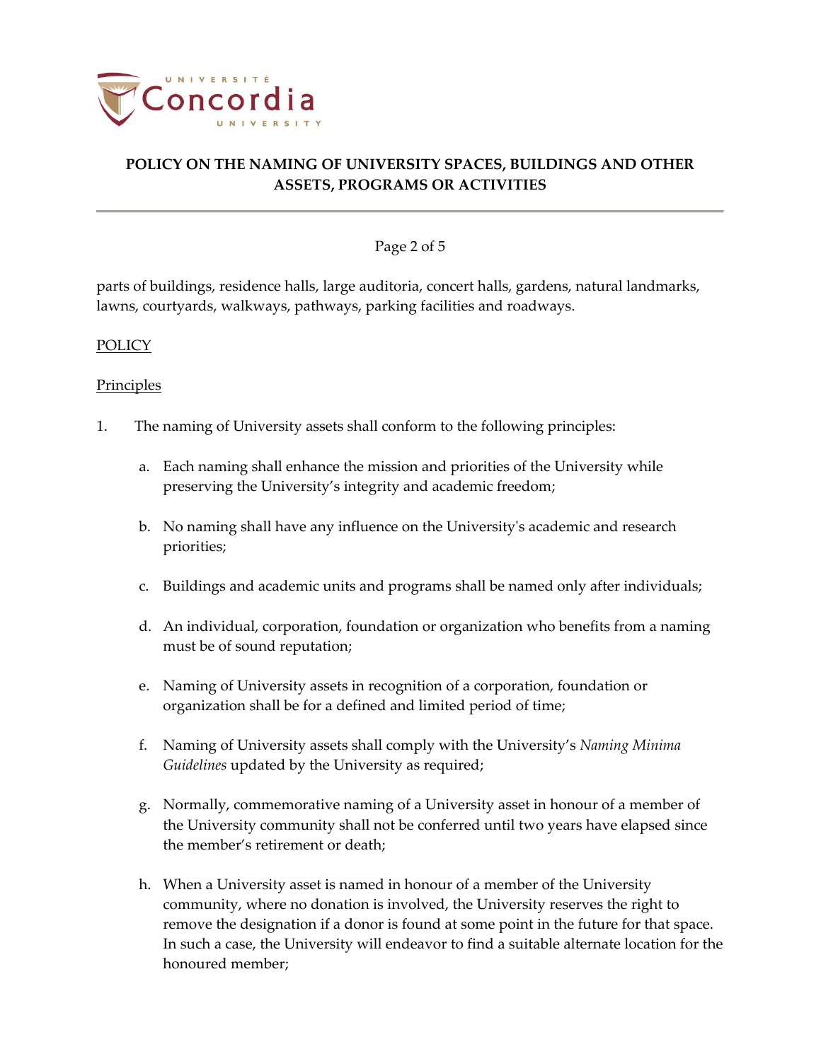parts of buildings, residence halls, large auditoria, concert halls, gardens, natural landmarks, lawns, courtyards, walkways, pathways, parking facilities and roadways.

## POLICY

### Principles

1. The naming of University assets shall conform to the following principles:

    a. Each naming shall enhance the mission and priorities of the University while preserving the University's integrity and academic freedom;

    b. No naming shall have any influence on the University's academic and research priorities;

    c. Buildings and academic units and programs shall be named only after individuals;

    d. An individual, corporation, foundation or organization who benefits from a naming must be of sound reputation;

    e. Naming of University assets in recognition of a corporation, foundation or organization shall be for a defined and limited period of time;

    f. Naming of University assets shall comply with the University's *Naming Minima Guidelines* updated by the University as required;

    g. Normally, commemorative naming of a University asset in honour of a member of the University community shall not be conferred until two years have elapsed since the member's retirement or death;

    h. When a University asset is named in honour of a member of the University community, where no donation is involved, the University reserves the right to remove the designation if a donor is found at some point in the future for that space. In such a case, the University will endeavor to find a suitable alternate location for the honoured member;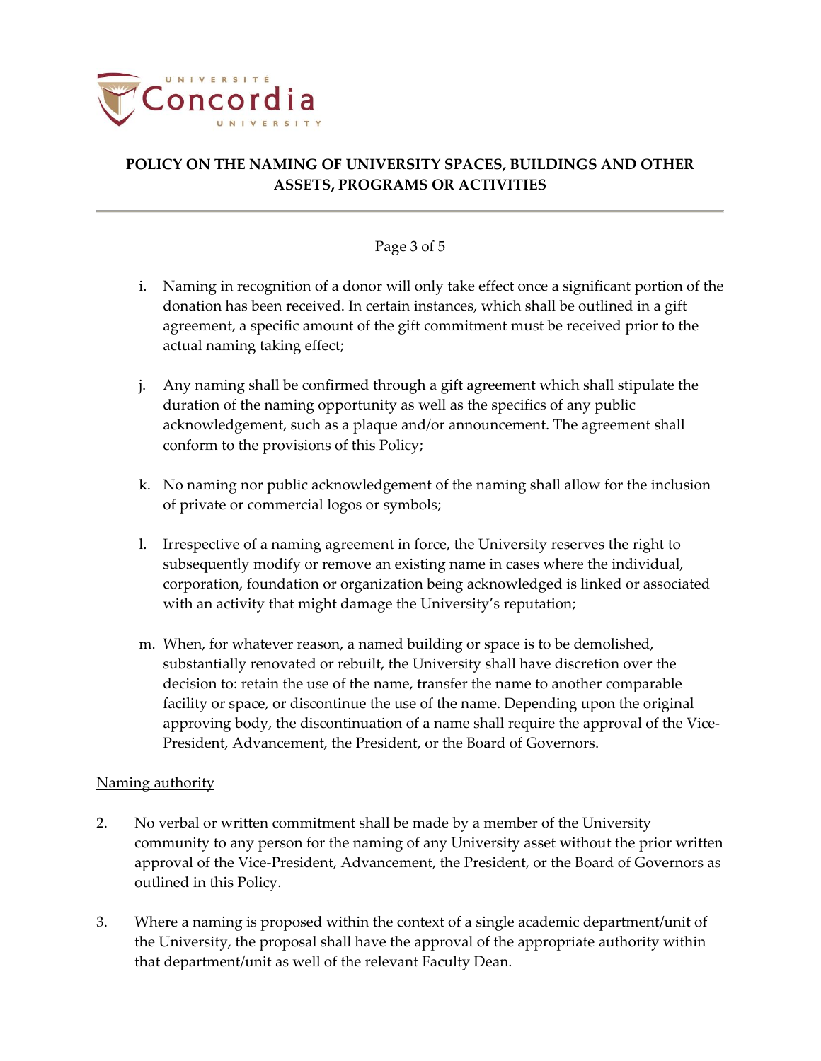i. Naming in recognition of a donor will only take effect once a significant portion of the donation has been received. In certain instances, which shall be outlined in a gift agreement, a specific amount of the gift commitment must be received prior to the actual naming taking effect;

j. Any naming shall be confirmed through a gift agreement which shall stipulate the duration of the naming opportunity as well as the specifics of any public acknowledgement, such as a plaque and/or announcement. The agreement shall conform to the provisions of this Policy;

k. No naming nor public acknowledgement of the naming shall allow for the inclusion of private or commercial logos or symbols;

l. Irrespective of a naming agreement in force, the University reserves the right to subsequently modify or remove an existing name in cases where the individual, corporation, foundation or organization being acknowledged is linked or associated with an activity that might damage the University's reputation;

m. When, for whatever reason, a named building or space is to be demolished, substantially renovated or rebuilt, the University shall have discretion over the decision to: retain the use of the name, transfer the name to another comparable facility or space, or discontinue the use of the name. Depending upon the original approving body, the discontinuation of a name shall require the approval of the Vice-President, Advancement, the President, or the Board of Governors.

<u>Naming authority</u>

2. No verbal or written commitment shall be made by a member of the University community to any person for the naming of any University asset without the prior written approval of the Vice-President, Advancement, the President, or the Board of Governors as outlined in this Policy.

3. Where a naming is proposed within the context of a single academic department/unit of the University, the proposal shall have the approval of the appropriate authority within that department/unit as well of the relevant Faculty Dean.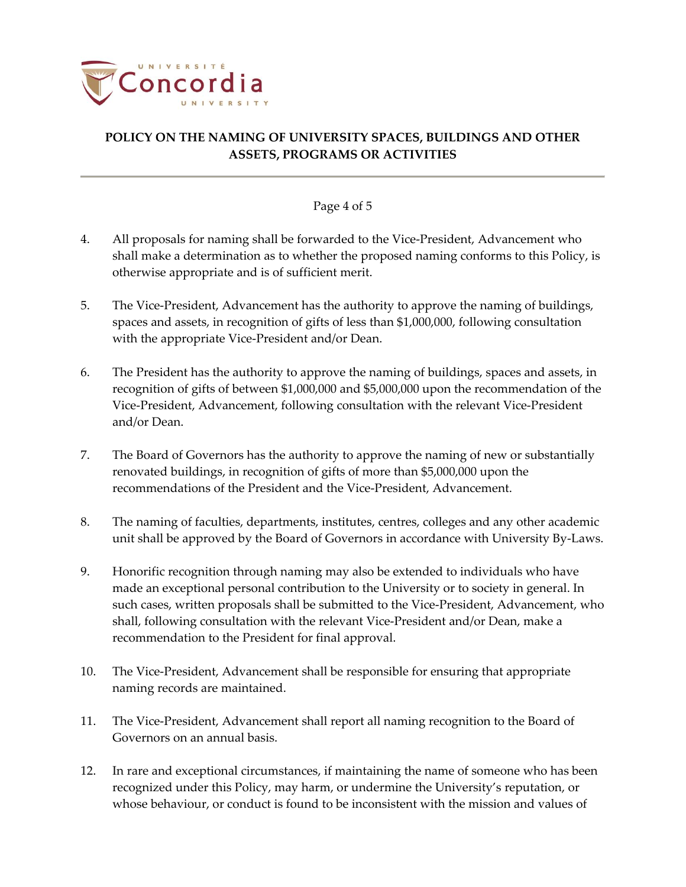4. All proposals for naming shall be forwarded to the Vice-President, Advancement who shall make a determination as to whether the proposed naming conforms to this Policy, is otherwise appropriate and is of sufficient merit.

5. The Vice-President, Advancement has the authority to approve the naming of buildings, spaces and assets, in recognition of gifts of less than $1,000,000, following consultation with the appropriate Vice-President and/or Dean.

6. The President has the authority to approve the naming of buildings, spaces and assets, in recognition of gifts of between $1,000,000 and $5,000,000 upon the recommendation of the Vice-President, Advancement, following consultation with the relevant Vice-President and/or Dean.

7. The Board of Governors has the authority to approve the naming of new or substantially renovated buildings, in recognition of gifts of more than $5,000,000 upon the recommendations of the President and the Vice-President, Advancement.

8. The naming of faculties, departments, institutes, centres, colleges and any other academic unit shall be approved by the Board of Governors in accordance with University By-Laws.

9. Honorific recognition through naming may also be extended to individuals who have made an exceptional personal contribution to the University or to society in general. In such cases, written proposals shall be submitted to the Vice-President, Advancement, who shall, following consultation with the relevant Vice-President and/or Dean, make a recommendation to the President for final approval.

10. The Vice-President, Advancement shall be responsible for ensuring that appropriate naming records are maintained.

11. The Vice-President, Advancement shall report all naming recognition to the Board of Governors on an annual basis.

12. In rare and exceptional circumstances, if maintaining the name of someone who has been recognized under this Policy, may harm, or undermine the University's reputation, or whose behaviour, or conduct is found to be inconsistent with the mission and values of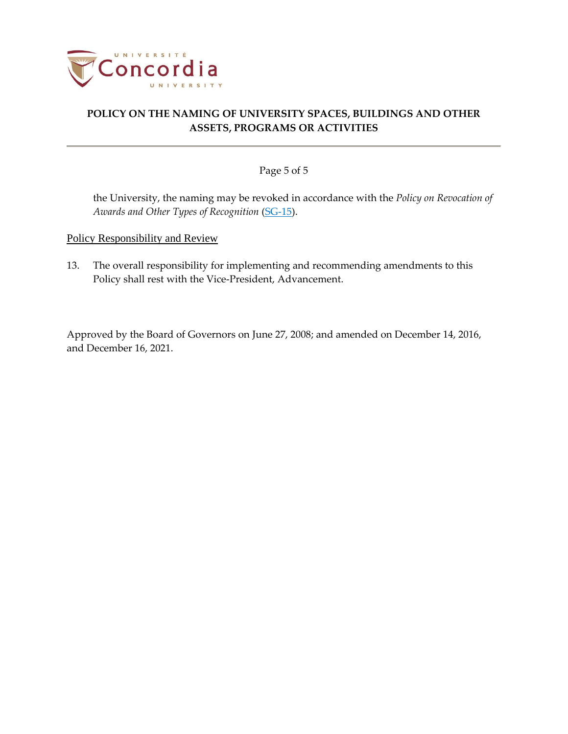the University, the naming may be revoked in accordance with the *Policy on Revocation of Awards and Other Types of Recognition* (SG-15).

## Policy Responsibility and Review

13. The overall responsibility for implementing and recommending amendments to this Policy shall rest with the Vice-President, Advancement.

Approved by the Board of Governors on June 27, 2008; and amended on December 14, 2016, and December 16, 2021.